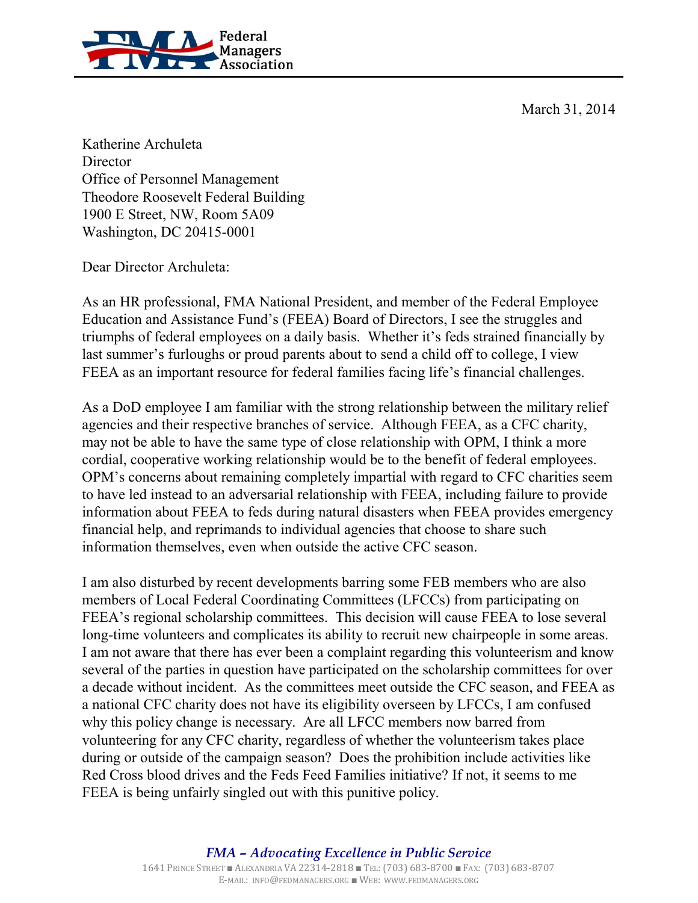Federal Managers Association

March 31, 2014

Katherine Archuleta
Director
Office of Personnel Management
Theodore Roosevelt Federal Building
1900 E Street, NW, Room 5A09
Washington, DC 20415-0001

Dear Director Archuleta:

As an HR professional, FMA National President, and member of the Federal Employee Education and Assistance Fund's (FEEA) Board of Directors, I see the struggles and triumphs of federal employees on a daily basis. Whether it's feds strained financially by last summer's furloughs or proud parents about to send a child off to college, I view FEEA as an important resource for federal families facing life's financial challenges.

As a DoD employee I am familiar with the strong relationship between the military relief agencies and their respective branches of service. Although FEEA, as a CFC charity, may not be able to have the same type of close relationship with OPM, I think a more cordial, cooperative working relationship would be to the benefit of federal employees. OPM's concerns about remaining completely impartial with regard to CFC charities seem to have led instead to an adversarial relationship with FEEA, including failure to provide information about FEEA to feds during natural disasters when FEEA provides emergency financial help, and reprimands to individual agencies that choose to share such information themselves, even when outside the active CFC season.

I am also disturbed by recent developments barring some FEB members who are also members of Local Federal Coordinating Committees (LFCCs) from participating on FEEA's regional scholarship committees. This decision will cause FEEA to lose several long-time volunteers and complicates its ability to recruit new chairpeople in some areas. I am not aware that there has ever been a complaint regarding this volunteerism and know several of the parties in question have participated on the scholarship committees for over a decade without incident. As the committees meet outside the CFC season, and FEEA as a national CFC charity does not have its eligibility overseen by LFCCs, I am confused why this policy change is necessary. Are all LFCC members now barred from volunteering for any CFC charity, regardless of whether the volunteerism takes place during or outside of the campaign season? Does the prohibition include activities like Red Cross blood drives and the Feds Feed Families initiative? If not, it seems to me FEEA is being unfairly singled out with this punitive policy.

*FMA – Advocating Excellence in Public Service*

1641 Prince Street ■ Alexandria VA 22314-2818 ■ Tel: (703) 683-8700 ■ Fax: (703) 683-8707
E-mail: info@fedmanagers.org ■ Web: www.fedmanagers.org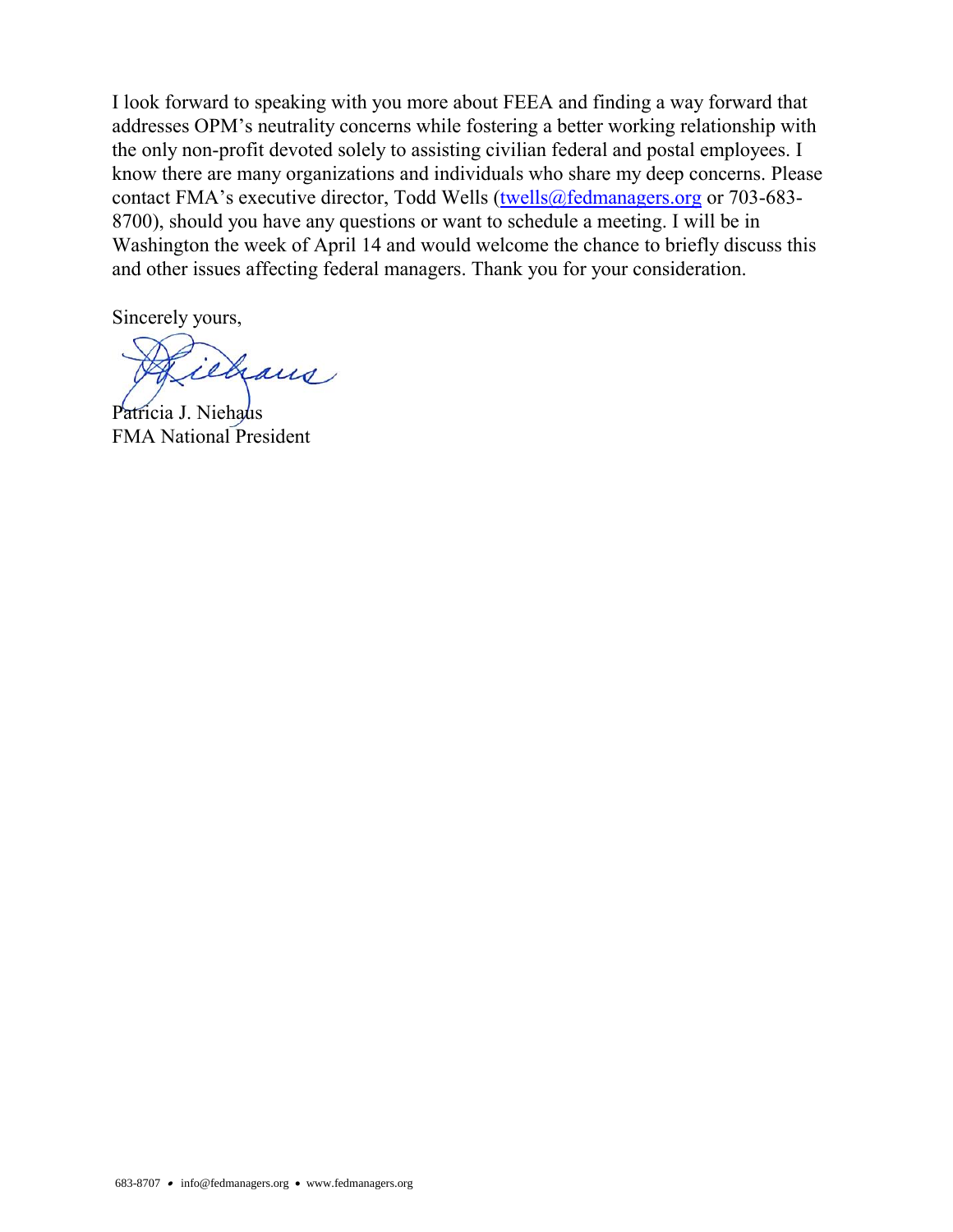I look forward to speaking with you more about FEEA and finding a way forward that addresses OPM's neutrality concerns while fostering a better working relationship with the only non-profit devoted solely to assisting civilian federal and postal employees. I know there are many organizations and individuals who share my deep concerns. Please contact FMA's executive director, Todd Wells (twells@fedmanagers.org or 703-683-8700), should you have any questions or want to schedule a meeting. I will be in Washington the week of April 14 and would welcome the chance to briefly discuss this and other issues affecting federal managers. Thank you for your consideration.

Sincerely yours,

Patricia J. Niehaus
FMA National President